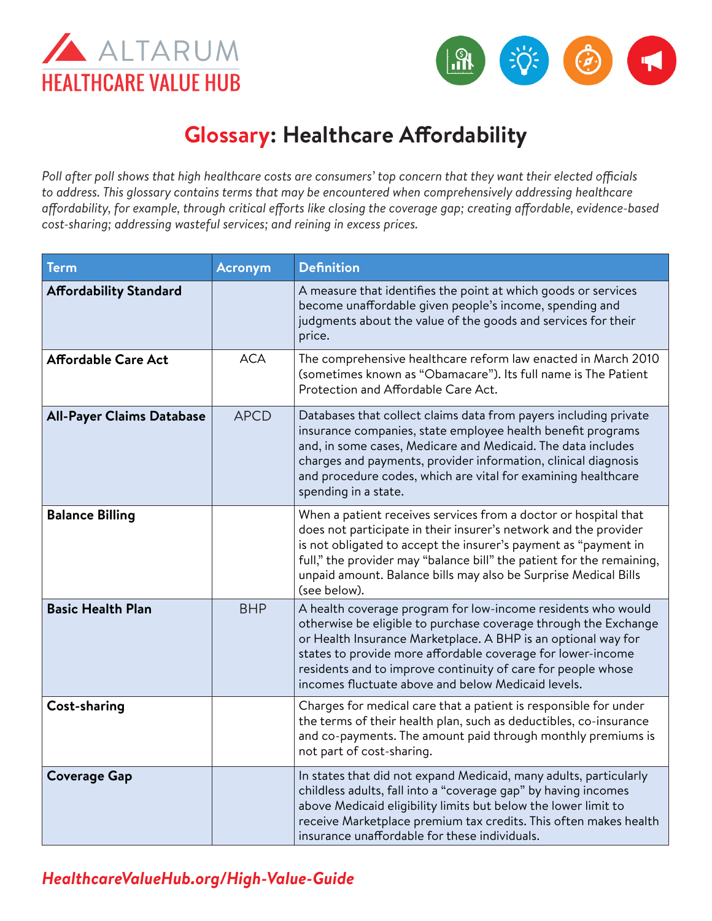ALTARUM
HEALTHCARE VALUE HUB

# Glossary: Healthcare Affordability

*Poll after poll shows that high healthcare costs are consumers' top concern that they want their elected officials to address. This glossary contains terms that may be encountered when comprehensively addressing healthcare affordability, for example, through critical efforts like closing the coverage gap; creating affordable, evidence-based cost-sharing; addressing wasteful services; and reining in excess prices.*

| Term | Acronym | Definition |
|---|---|---|
| **Affordability Standard** | | A measure that identifies the point at which goods or services become unaffordable given people's income, spending and judgments about the value of the goods and services for their price. |
| **Affordable Care Act** | ACA | The comprehensive healthcare reform law enacted in March 2010 (sometimes known as "Obamacare"). Its full name is The Patient Protection and Affordable Care Act. |
| **All-Payer Claims Database** | APCD | Databases that collect claims data from payers including private insurance companies, state employee health benefit programs and, in some cases, Medicare and Medicaid. The data includes charges and payments, provider information, clinical diagnosis and procedure codes, which are vital for examining healthcare spending in a state. |
| **Balance Billing** | | When a patient receives services from a doctor or hospital that does not participate in their insurer's network and the provider is not obligated to accept the insurer's payment as "payment in full," the provider may "balance bill" the patient for the remaining, unpaid amount. Balance bills may also be Surprise Medical Bills (see below). |
| **Basic Health Plan** | BHP | A health coverage program for low-income residents who would otherwise be eligible to purchase coverage through the Exchange or Health Insurance Marketplace. A BHP is an optional way for states to provide more affordable coverage for lower-income residents and to improve continuity of care for people whose incomes fluctuate above and below Medicaid levels. |
| **Cost-sharing** | | Charges for medical care that a patient is responsible for under the terms of their health plan, such as deductibles, co-insurance and co-payments. The amount paid through monthly premiums is not part of cost-sharing. |
| **Coverage Gap** | | In states that did not expand Medicaid, many adults, particularly childless adults, fall into a "coverage gap" by having incomes above Medicaid eligibility limits but below the lower limit to receive Marketplace premium tax credits. This often makes health insurance unaffordable for these individuals. |

*HealthcareValueHub.org/High-Value-Guide*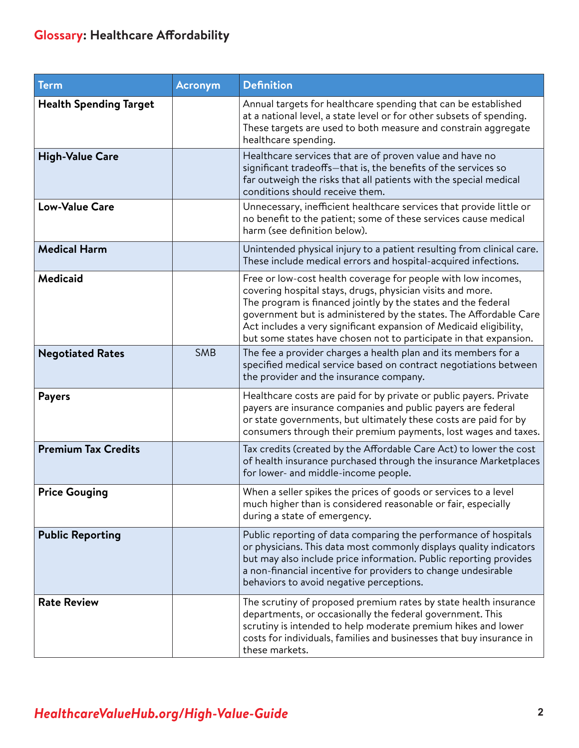## Glossary: Healthcare Affordability

| Term | Acronym | Definition |
|---|---|---|
| **Health Spending Target** | | Annual targets for healthcare spending that can be established at a national level, a state level or for other subsets of spending. These targets are used to both measure and constrain aggregate healthcare spending. |
| **High-Value Care** | | Healthcare services that are of proven value and have no significant tradeoffs—that is, the benefits of the services so far outweigh the risks that all patients with the special medical conditions should receive them. |
| **Low-Value Care** | | Unnecessary, inefficient healthcare services that provide little or no benefit to the patient; some of these services cause medical harm (see definition below). |
| **Medical Harm** | | Unintended physical injury to a patient resulting from clinical care. These include medical errors and hospital-acquired infections. |
| **Medicaid** | | Free or low-cost health coverage for people with low incomes, covering hospital stays, drugs, physician visits and more. The program is financed jointly by the states and the federal government but is administered by the states. The Affordable Care Act includes a very significant expansion of Medicaid eligibility, but some states have chosen not to participate in that expansion. |
| **Negotiated Rates** | SMB | The fee a provider charges a health plan and its members for a specified medical service based on contract negotiations between the provider and the insurance company. |
| **Payers** | | Healthcare costs are paid for by private or public payers. Private payers are insurance companies and public payers are federal or state governments, but ultimately these costs are paid for by consumers through their premium payments, lost wages and taxes. |
| **Premium Tax Credits** | | Tax credits (created by the Affordable Care Act) to lower the cost of health insurance purchased through the insurance Marketplaces for lower- and middle-income people. |
| **Price Gouging** | | When a seller spikes the prices of goods or services to a level much higher than is considered reasonable or fair, especially during a state of emergency. |
| **Public Reporting** | | Public reporting of data comparing the performance of hospitals or physicians. This data most commonly displays quality indicators but may also include price information. Public reporting provides a non-financial incentive for providers to change undesirable behaviors to avoid negative perceptions. |
| **Rate Review** | | The scrutiny of proposed premium rates by state health insurance departments, or occasionally the federal government. This scrutiny is intended to help moderate premium hikes and lower costs for individuals, families and businesses that buy insurance in these markets. |

*HealthcareValueHub.org/High-Value-Guide*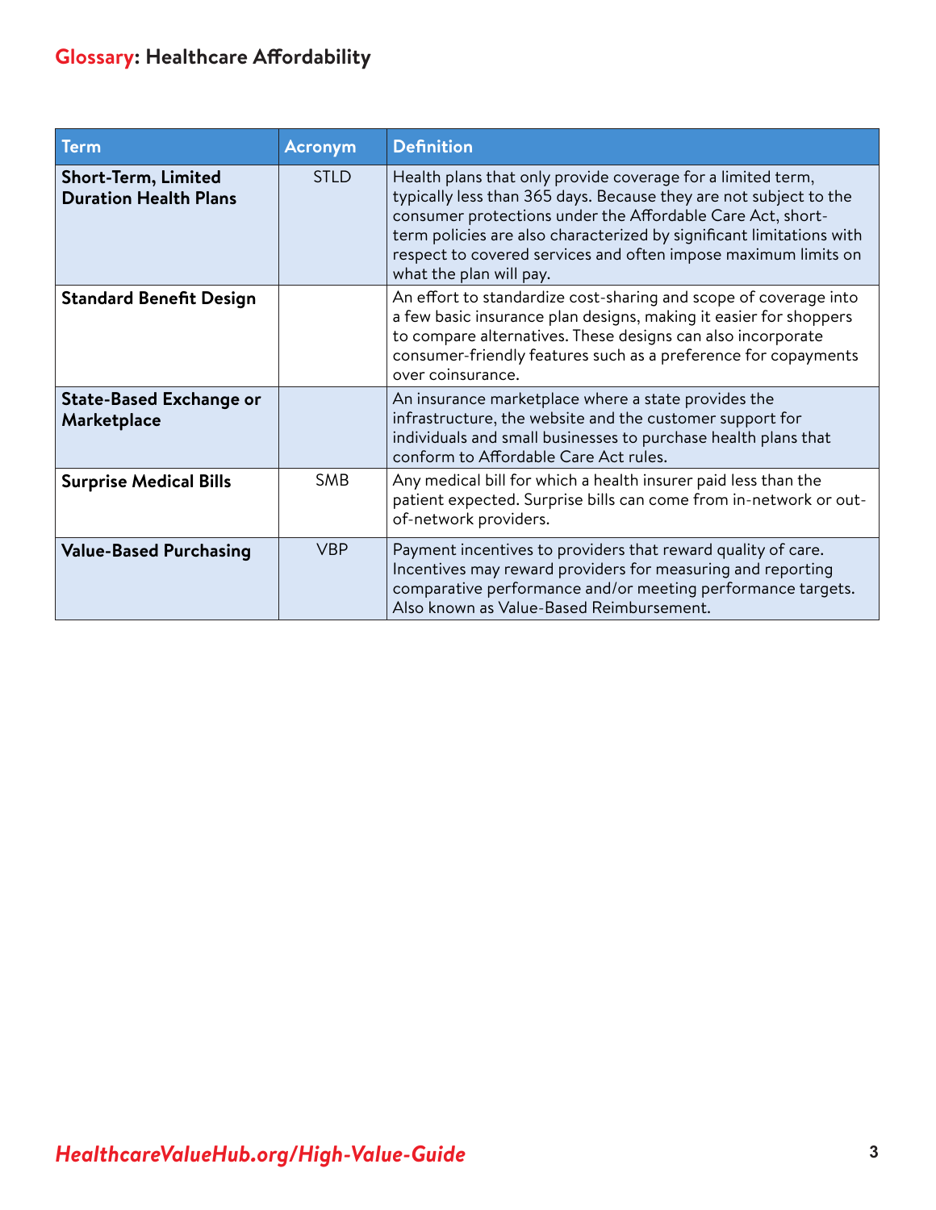## Glossary: Healthcare Affordability

| Term | Acronym | Definition |
|---|---|---|
| **Short-Term, Limited Duration Health Plans** | STLD | Health plans that only provide coverage for a limited term, typically less than 365 days. Because they are not subject to the consumer protections under the Affordable Care Act, short-term policies are also characterized by significant limitations with respect to covered services and often impose maximum limits on what the plan will pay. |
| **Standard Benefit Design** | | An effort to standardize cost-sharing and scope of coverage into a few basic insurance plan designs, making it easier for shoppers to compare alternatives. These designs can also incorporate consumer-friendly features such as a preference for copayments over coinsurance. |
| **State-Based Exchange or Marketplace** | | An insurance marketplace where a state provides the infrastructure, the website and the customer support for individuals and small businesses to purchase health plans that conform to Affordable Care Act rules. |
| **Surprise Medical Bills** | SMB | Any medical bill for which a health insurer paid less than the patient expected. Surprise bills can come from in-network or out-of-network providers. |
| **Value-Based Purchasing** | VBP | Payment incentives to providers that reward quality of care. Incentives may reward providers for measuring and reporting comparative performance and/or meeting performance targets. Also known as Value-Based Reimbursement. |

*HealthcareValueHub.org/High-Value-Guide*